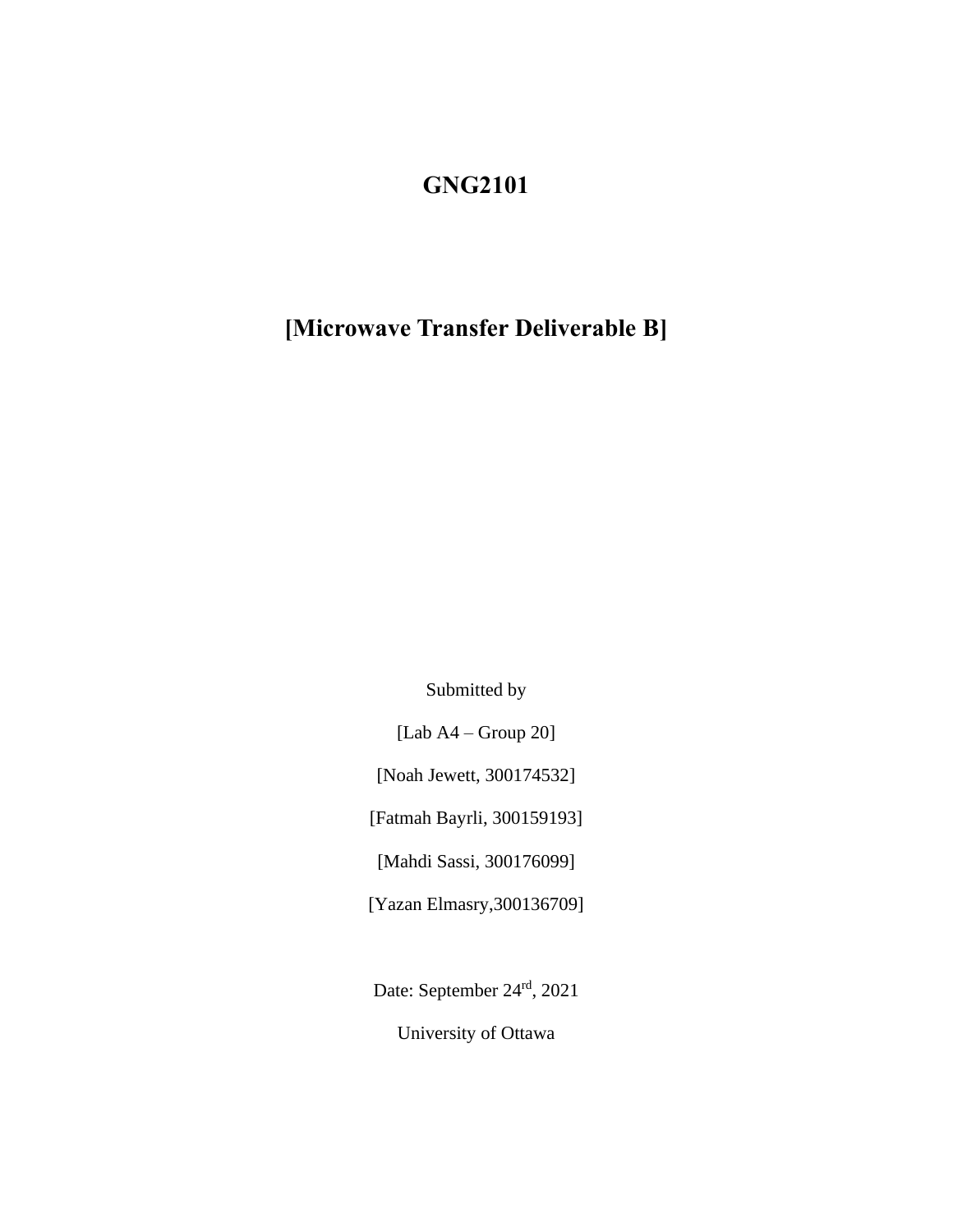# GNG2101

## [Microwave Transfer Deliverable B]

Submitted by

[Lab A4 – Group 20]

[Noah Jewett, 300174532]

[Fatmah Bayrli, 300159193]

[Mahdi Sassi, 300176099]

[Yazan Elmasry,300136709]

Date: September 24rd, 2021

University of Ottawa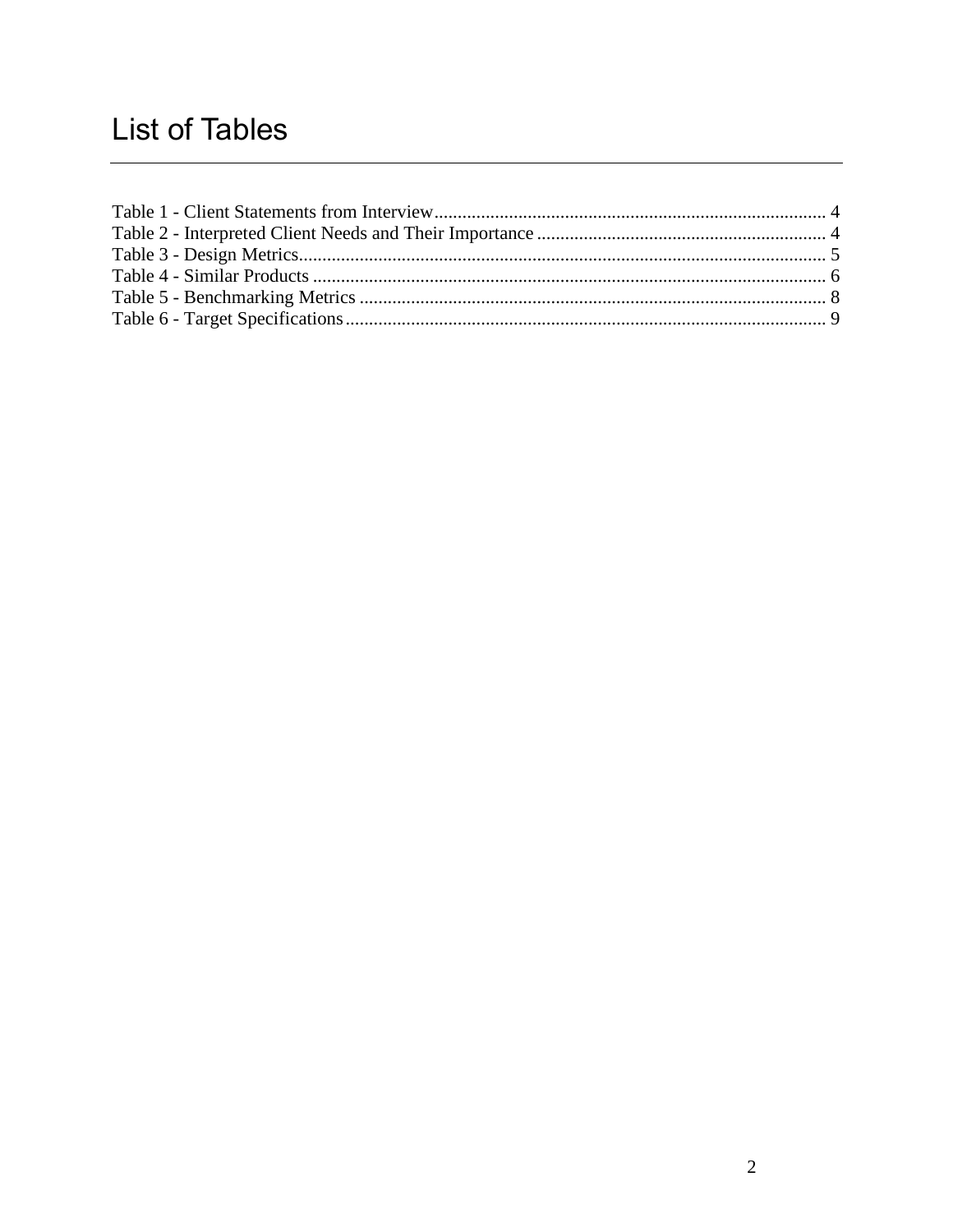# List of Tables

Table 1 - Client Statements from Interview .................................................................................... 4
Table 2 - Interpreted Client Needs and Their Importance .............................................................. 4
Table 3 - Design Metrics ................................................................................................................. 5
Table 4 - Similar Products ............................................................................................................... 6
Table 5 - Benchmarking Metrics ..................................................................................................... 8
Table 6 - Target Specifications ........................................................................................................ 9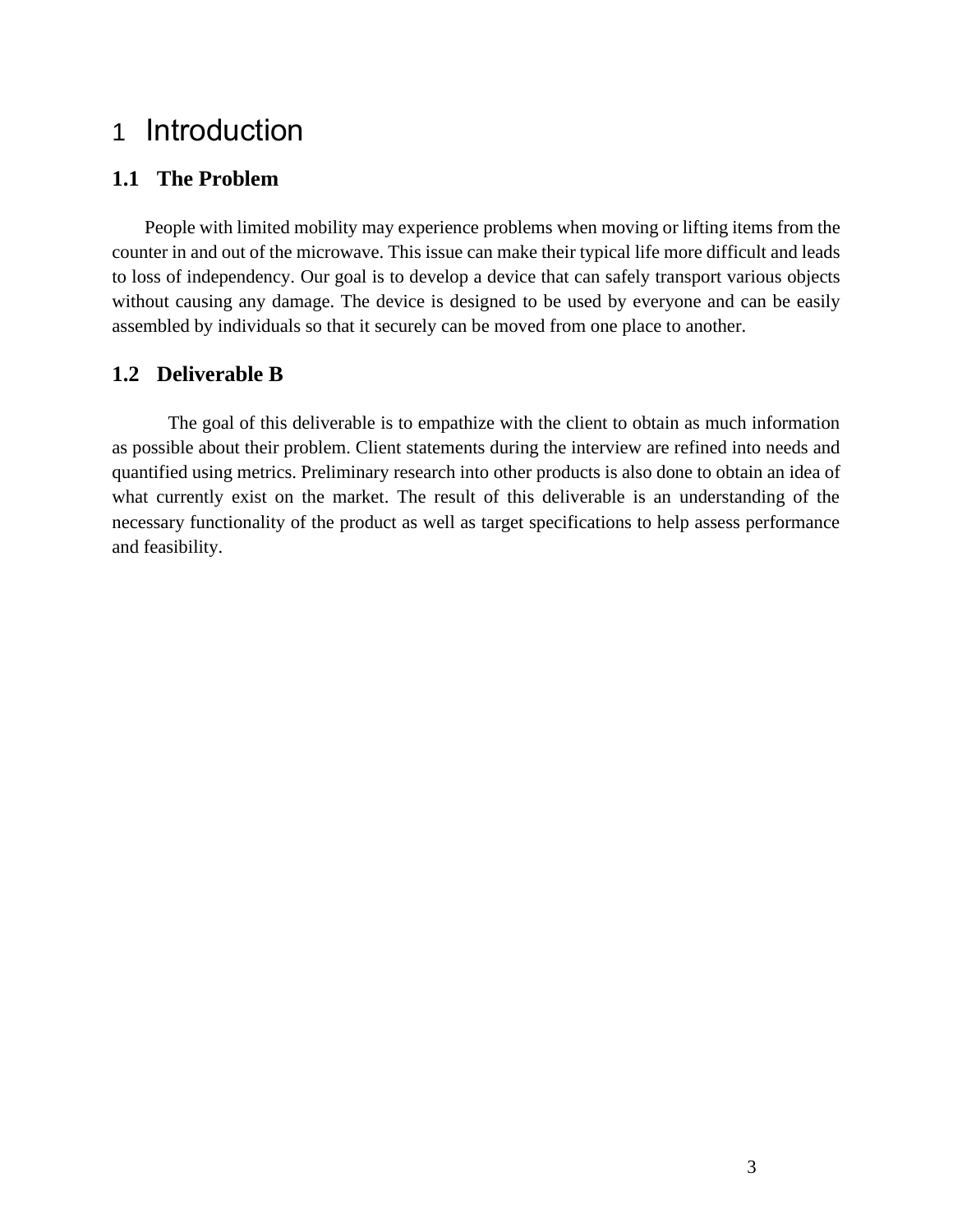# 1 Introduction

## 1.1 The Problem

People with limited mobility may experience problems when moving or lifting items from the counter in and out of the microwave. This issue can make their typical life more difficult and leads to loss of independency. Our goal is to develop a device that can safely transport various objects without causing any damage. The device is designed to be used by everyone and can be easily assembled by individuals so that it securely can be moved from one place to another.

## 1.2 Deliverable B

The goal of this deliverable is to empathize with the client to obtain as much information as possible about their problem. Client statements during the interview are refined into needs and quantified using metrics. Preliminary research into other products is also done to obtain an idea of what currently exist on the market. The result of this deliverable is an understanding of the necessary functionality of the product as well as target specifications to help assess performance and feasibility.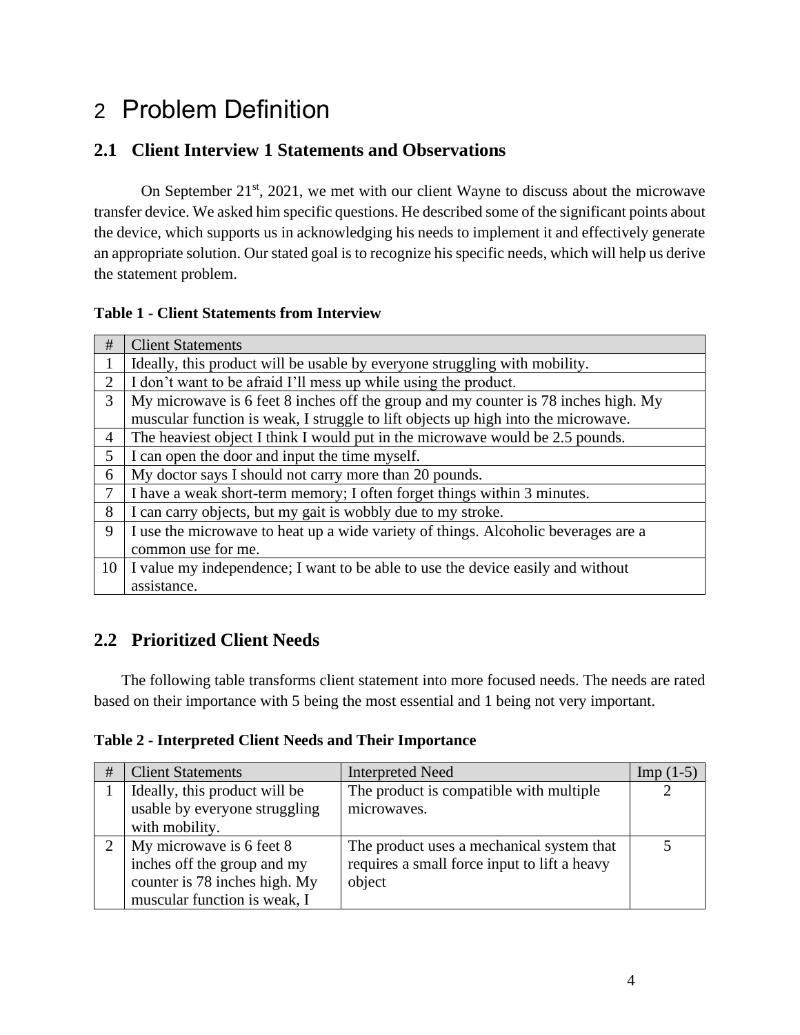# 2 Problem Definition

## 2.1 Client Interview 1 Statements and Observations

On September 21st, 2021, we met with our client Wayne to discuss about the microwave transfer device. We asked him specific questions. He described some of the significant points about the device, which supports us in acknowledging his needs to implement it and effectively generate an appropriate solution. Our stated goal is to recognize his specific needs, which will help us derive the statement problem.

**Table 1 - Client Statements from Interview**

| # | Client Statements |
|---|---|
| 1 | Ideally, this product will be usable by everyone struggling with mobility. |
| 2 | I don't want to be afraid I'll mess up while using the product. |
| 3 | My microwave is 6 feet 8 inches off the group and my counter is 78 inches high. My muscular function is weak, I struggle to lift objects up high into the microwave. |
| 4 | The heaviest object I think I would put in the microwave would be 2.5 pounds. |
| 5 | I can open the door and input the time myself. |
| 6 | My doctor says I should not carry more than 20 pounds. |
| 7 | I have a weak short-term memory; I often forget things within 3 minutes. |
| 8 | I can carry objects, but my gait is wobbly due to my stroke. |
| 9 | I use the microwave to heat up a wide variety of things. Alcoholic beverages are a common use for me. |
| 10 | I value my independence; I want to be able to use the device easily and without assistance. |

## 2.2 Prioritized Client Needs

The following table transforms client statement into more focused needs. The needs are rated based on their importance with 5 being the most essential and 1 being not very important.

**Table 2 - Interpreted Client Needs and Their Importance**

| # | Client Statements | Interpreted Need | Imp (1-5) |
|---|---|---|---|
| 1 | Ideally, this product will be usable by everyone struggling with mobility. | The product is compatible with multiple microwaves. | 2 |
| 2 | My microwave is 6 feet 8 inches off the group and my counter is 78 inches high. My muscular function is weak, I | The product uses a mechanical system that requires a small force input to lift a heavy object | 5 |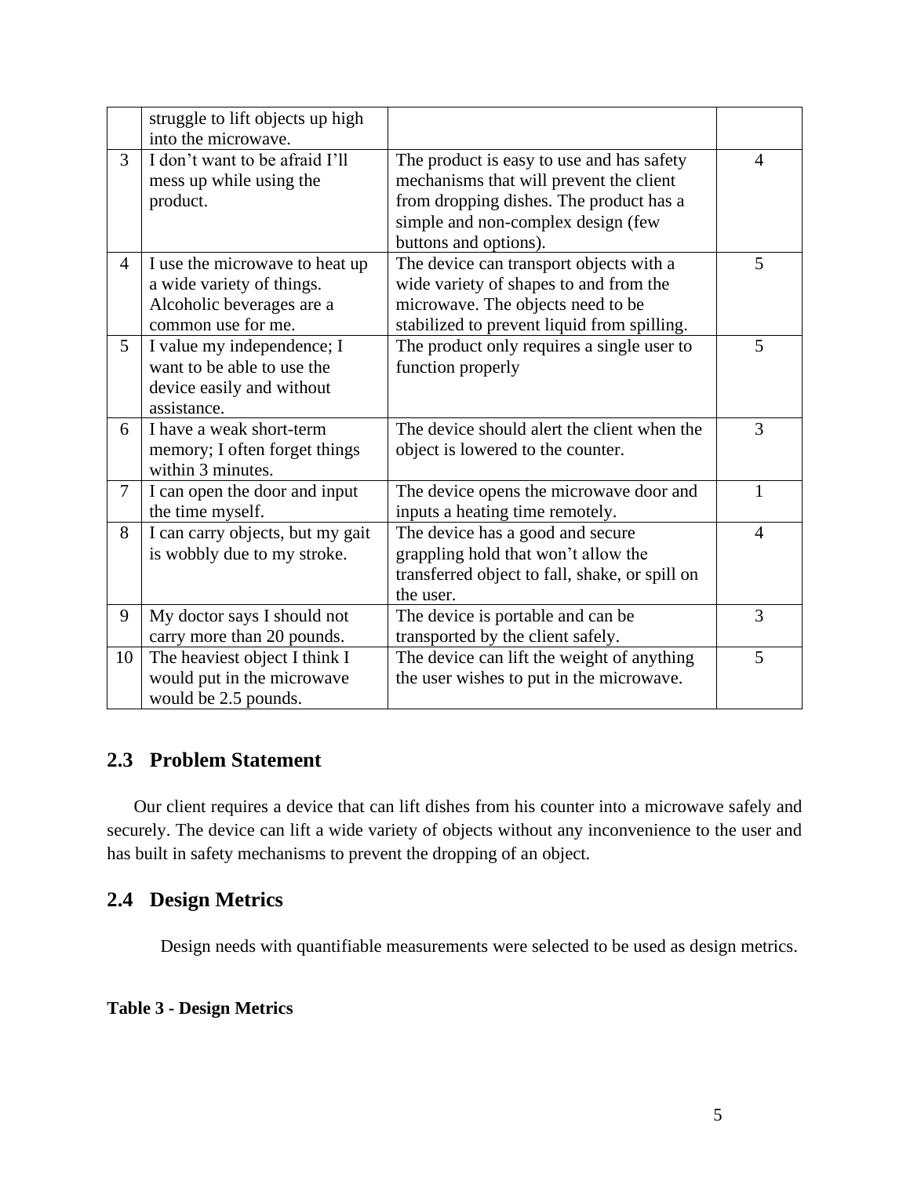| | | | |
|---|---|---|---|
| | struggle to lift objects up high into the microwave. | | |
| 3 | I don't want to be afraid I'll mess up while using the product. | The product is easy to use and has safety mechanisms that will prevent the client from dropping dishes. The product has a simple and non-complex design (few buttons and options). | 4 |
| 4 | I use the microwave to heat up a wide variety of things. Alcoholic beverages are a common use for me. | The device can transport objects with a wide variety of shapes to and from the microwave. The objects need to be stabilized to prevent liquid from spilling. | 5 |
| 5 | I value my independence; I want to be able to use the device easily and without assistance. | The product only requires a single user to function properly | 5 |
| 6 | I have a weak short-term memory; I often forget things within 3 minutes. | The device should alert the client when the object is lowered to the counter. | 3 |
| 7 | I can open the door and input the time myself. | The device opens the microwave door and inputs a heating time remotely. | 1 |
| 8 | I can carry objects, but my gait is wobbly due to my stroke. | The device has a good and secure grappling hold that won't allow the transferred object to fall, shake, or spill on the user. | 4 |
| 9 | My doctor says I should not carry more than 20 pounds. | The device is portable and can be transported by the client safely. | 3 |
| 10 | The heaviest object I think I would put in the microwave would be 2.5 pounds. | The device can lift the weight of anything the user wishes to put in the microwave. | 5 |

## 2.3 Problem Statement

Our client requires a device that can lift dishes from his counter into a microwave safely and securely. The device can lift a wide variety of objects without any inconvenience to the user and has built in safety mechanisms to prevent the dropping of an object.

## 2.4 Design Metrics

Design needs with quantifiable measurements were selected to be used as design metrics.

**Table 3 - Design Metrics**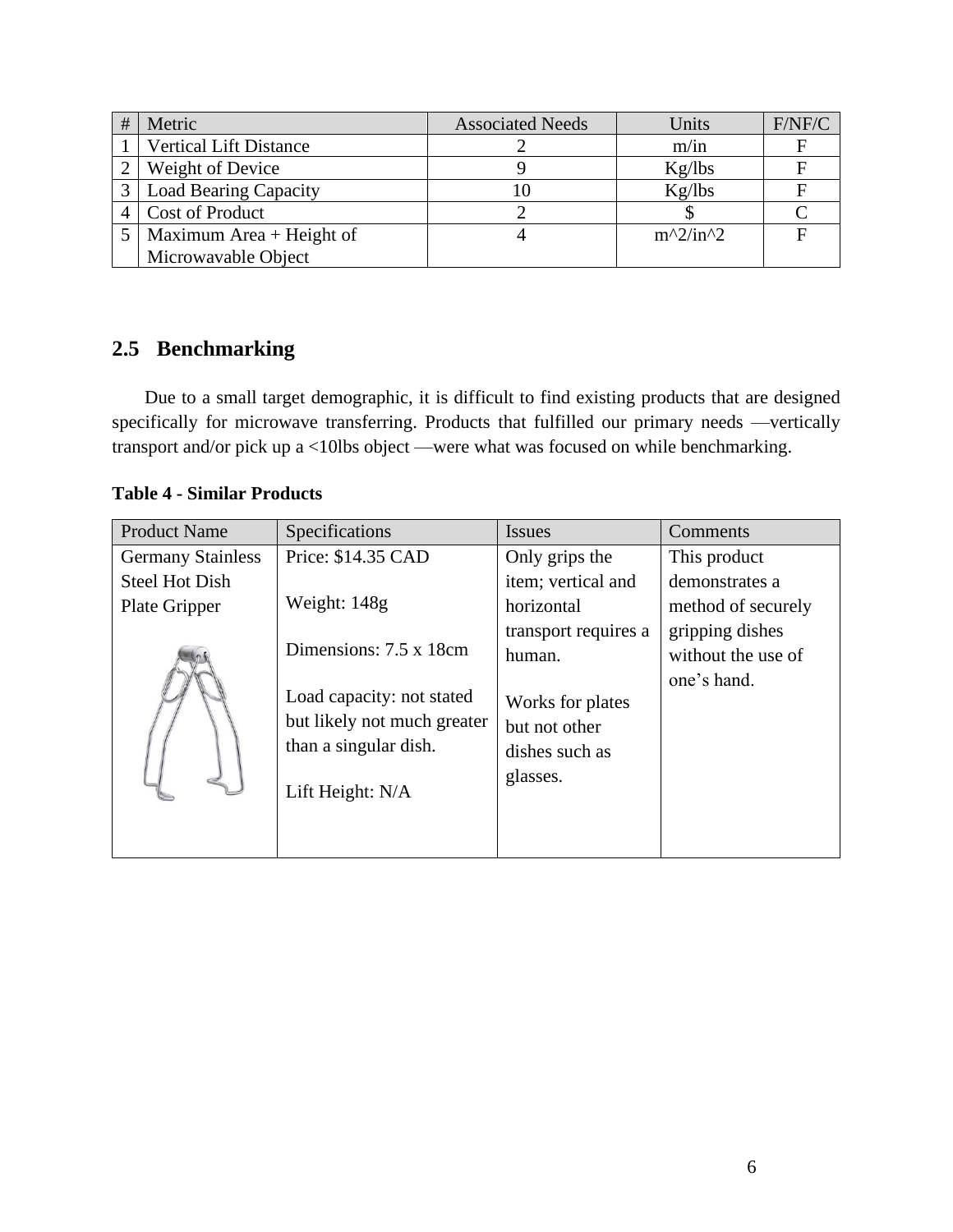| # | Metric | Associated Needs | Units | F/NF/C |
|---|---|---|---|---|
| 1 | Vertical Lift Distance | 2 | m/in | F |
| 2 | Weight of Device | 9 | Kg/lbs | F |
| 3 | Load Bearing Capacity | 10 | Kg/lbs | F |
| 4 | Cost of Product | 2 | $ | C |
| 5 | Maximum Area + Height of Microwavable Object | 4 | m^2/in^2 | F |

## 2.5 Benchmarking

Due to a small target demographic, it is difficult to find existing products that are designed specifically for microwave transferring. Products that fulfilled our primary needs —vertically transport and/or pick up a <10lbs object —were what was focused on while benchmarking.

**Table 4 - Similar Products**

| Product Name | Specifications | Issues | Comments |
|---|---|---|---|
| Germany Stainless Steel Hot Dish Plate Gripper | Price: $14.35 CAD<br><br>Weight: 148g<br><br>Dimensions: 7.5 x 18cm<br><br>Load capacity: not stated but likely not much greater than a singular dish.<br><br>Lift Height: N/A | Only grips the item; vertical and horizontal transport requires a human.<br><br>Works for plates but not other dishes such as glasses. | This product demonstrates a method of securely gripping dishes without the use of one's hand. |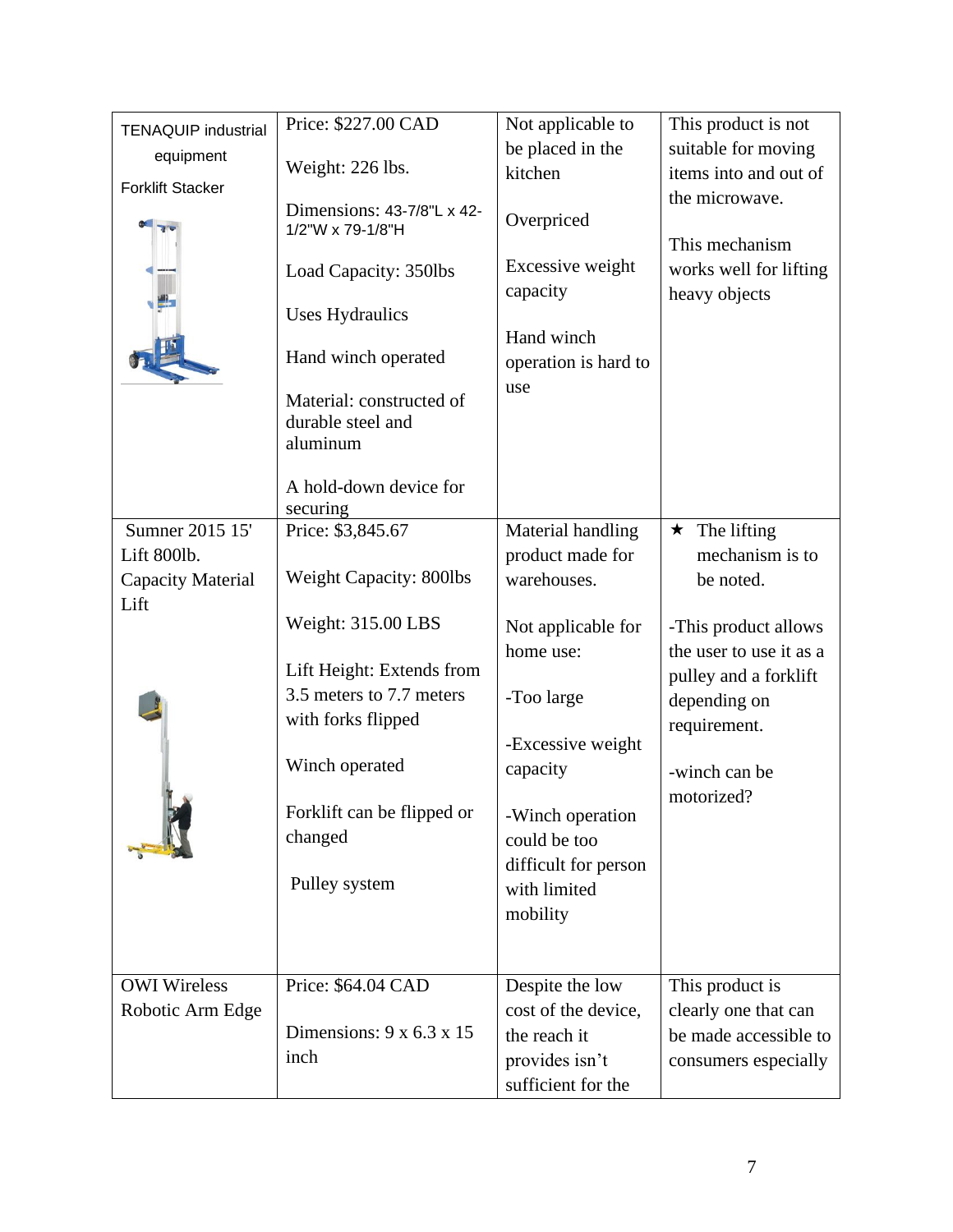| TENAQUIP industrial equipment Forklift Stacker | Price: $227.00 CAD<br><br>Weight: 226 lbs.<br><br>Dimensions: 43-7/8"L x 42-1/2"W x 79-1/8"H<br><br>Load Capacity: 350lbs<br><br>Uses Hydraulics<br><br>Hand winch operated<br><br>Material: constructed of durable steel and aluminum<br><br>A hold-down device for securing | Not applicable to be placed in the kitchen<br><br>Overpriced<br><br>Excessive weight capacity<br><br>Hand winch operation is hard to use | This product is not suitable for moving items into and out of the microwave.<br><br>This mechanism works well for lifting heavy objects |
|---|---|---|---|
| Sumner 2015 15' Lift 800lb. Capacity Material Lift | Price: $3,845.67<br><br>Weight Capacity: 800lbs<br><br>Weight: 315.00 LBS<br><br>Lift Height: Extends from 3.5 meters to 7.7 meters with forks flipped<br><br>Winch operated<br><br>Forklift can be flipped or changed<br><br>Pulley system | Material handling product made for warehouses.<br><br>Not applicable for home use:<br><br>-Too large<br><br>-Excessive weight capacity<br><br>-Winch operation could be too difficult for person with limited mobility | ★ The lifting mechanism is to be noted.<br><br>-This product allows the user to use it as a pulley and a forklift depending on requirement.<br><br>-winch can be motorized? |
| OWI Wireless Robotic Arm Edge | Price: $64.04 CAD<br><br>Dimensions: 9 x 6.3 x 15 inch | Despite the low cost of the device, the reach it provides isn't sufficient for the | This product is clearly one that can be made accessible to consumers especially |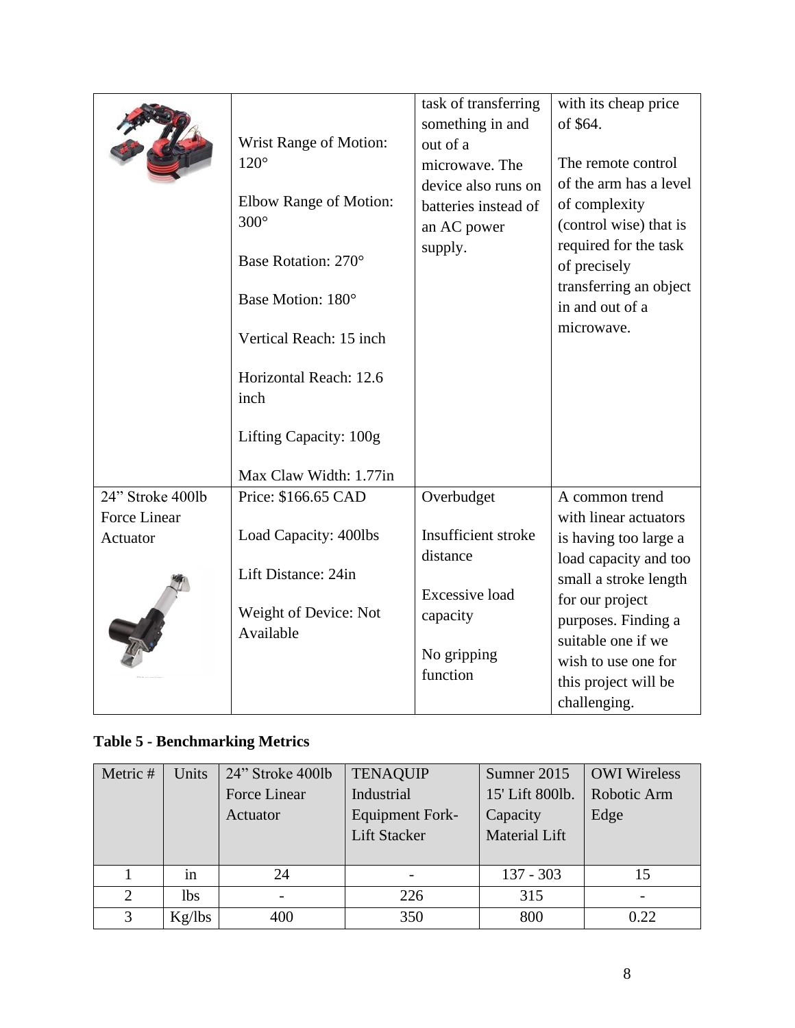| | | | |
|---|---|---|---|
| | Wrist Range of Motion: 120°<br><br>Elbow Range of Motion: 300°<br><br>Base Rotation: 270°<br><br>Base Motion: 180°<br><br>Vertical Reach: 15 inch<br><br>Horizontal Reach: 12.6 inch<br><br>Lifting Capacity: 100g<br><br>Max Claw Width: 1.77in | task of transferring something in and out of a microwave. The device also runs on batteries instead of an AC power supply. | with its cheap price of $64.<br><br>The remote control of the arm has a level of complexity (control wise) that is required for the task of precisely transferring an object in and out of a microwave. |
| 24" Stroke 400lb Force Linear Actuator | Price: $166.65 CAD<br><br>Load Capacity: 400lbs<br><br>Lift Distance: 24in<br><br>Weight of Device: Not Available | Overbudget<br><br>Insufficient stroke distance<br><br>Excessive load capacity<br><br>No gripping function | A common trend with linear actuators is having too large a load capacity and too small a stroke length for our project purposes. Finding a suitable one if we wish to use one for this project will be challenging. |

**Table 5 - Benchmarking Metrics**

| Metric # | Units | 24" Stroke 400lb Force Linear Actuator | TENAQUIP Industrial Equipment Fork-Lift Stacker | Sumner 2015 15' Lift 800lb. Capacity Material Lift | OWI Wireless Robotic Arm Edge |
|---|---|---|---|---|---|
| 1 | in | 24 | - | 137 - 303 | 15 |
| 2 | lbs | - | 226 | 315 | - |
| 3 | Kg/lbs | 400 | 350 | 800 | 0.22 |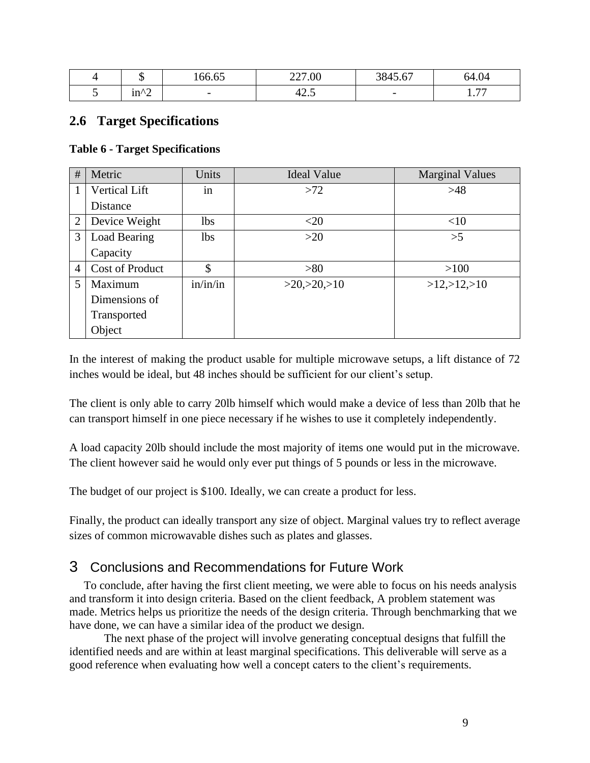| 4 | $ | 166.65 | 227.00 | 3845.67 | 64.04 |
|---|---|---|---|---|---|
| 5 | in^2 | - | 42.5 | - | 1.77 |

## 2.6 Target Specifications

**Table 6 - Target Specifications**

| # | Metric | Units | Ideal Value | Marginal Values |
|---|---|---|---|---|
| 1 | Vertical Lift Distance | in | >72 | >48 |
| 2 | Device Weight | lbs | <20 | <10 |
| 3 | Load Bearing Capacity | lbs | >20 | >5 |
| 4 | Cost of Product | $ | >80 | >100 |
| 5 | Maximum Dimensions of Transported Object | in/in/in | >20,>20,>10 | >12,>12,>10 |

In the interest of making the product usable for multiple microwave setups, a lift distance of 72 inches would be ideal, but 48 inches should be sufficient for our client's setup.

The client is only able to carry 20lb himself which would make a device of less than 20lb that he can transport himself in one piece necessary if he wishes to use it completely independently.

A load capacity 20lb should include the most majority of items one would put in the microwave. The client however said he would only ever put things of 5 pounds or less in the microwave.

The budget of our project is $100. Ideally, we can create a product for less.

Finally, the product can ideally transport any size of object. Marginal values try to reflect average sizes of common microwavable dishes such as plates and glasses.

# 3 Conclusions and Recommendations for Future Work

To conclude, after having the first client meeting, we were able to focus on his needs analysis and transform it into design criteria. Based on the client feedback, A problem statement was made. Metrics helps us prioritize the needs of the design criteria. Through benchmarking that we have done, we can have a similar idea of the product we design.

The next phase of the project will involve generating conceptual designs that fulfill the identified needs and are within at least marginal specifications. This deliverable will serve as a good reference when evaluating how well a concept caters to the client's requirements.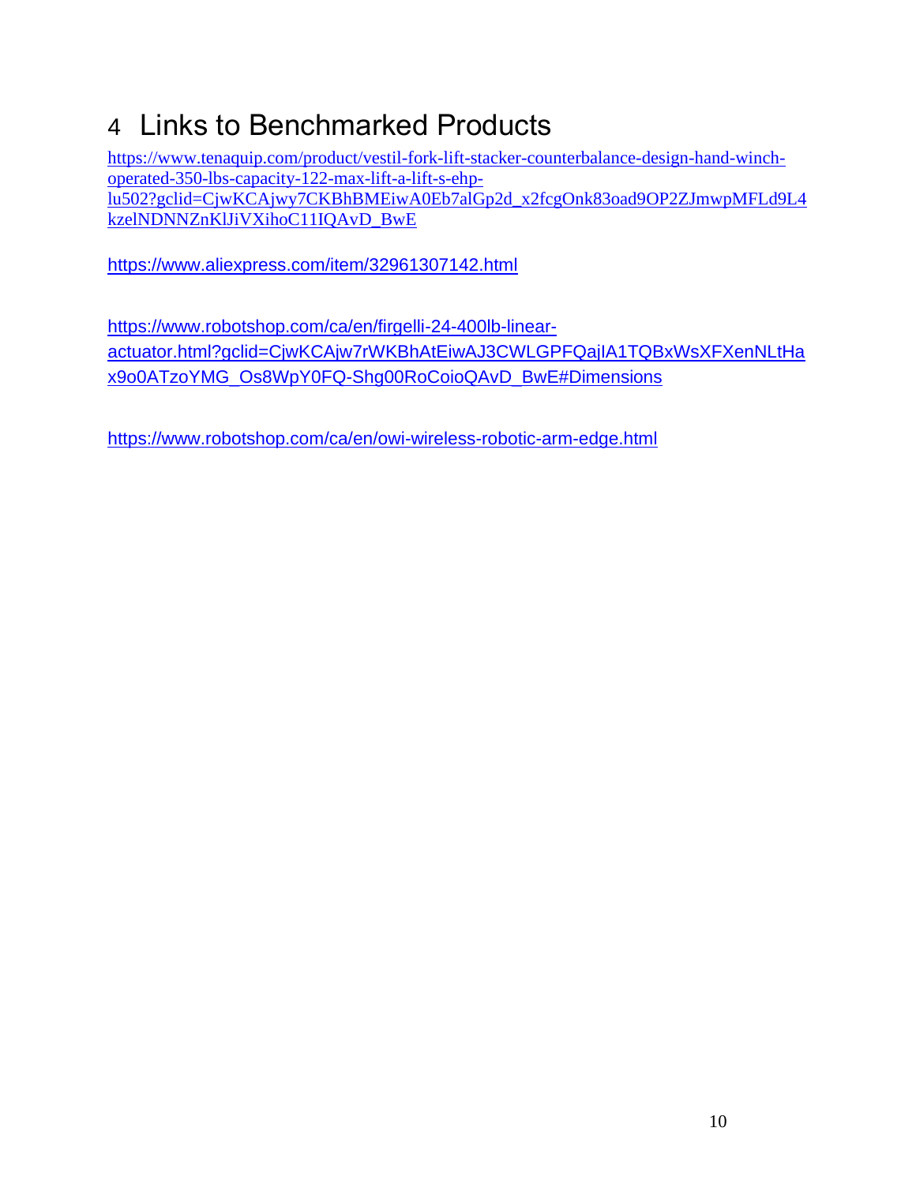# 4 Links to Benchmarked Products

https://www.tenaquip.com/product/vestil-fork-lift-stacker-counterbalance-design-hand-winch-operated-350-lbs-capacity-122-max-lift-a-lift-s-ehp-lu502?gclid=CjwKCAjwy7CKBhBMEiwA0Eb7alGp2d_x2fcgOnk83oad9OP2ZJmwpMFLd9L4kzelNDNNZnKlJiVXihoC11IQAvD_BwE

https://www.aliexpress.com/item/32961307142.html

https://www.robotshop.com/ca/en/firgelli-24-400lb-linear-actuator.html?gclid=CjwKCAjw7rWKBhAtEiwAJ3CWLGPFQajIA1TQBxWsXFXenNLtHax9o0ATzoYMG_Os8WpY0FQ-Shg00RoCoioQAvD_BwE#Dimensions

https://www.robotshop.com/ca/en/owi-wireless-robotic-arm-edge.html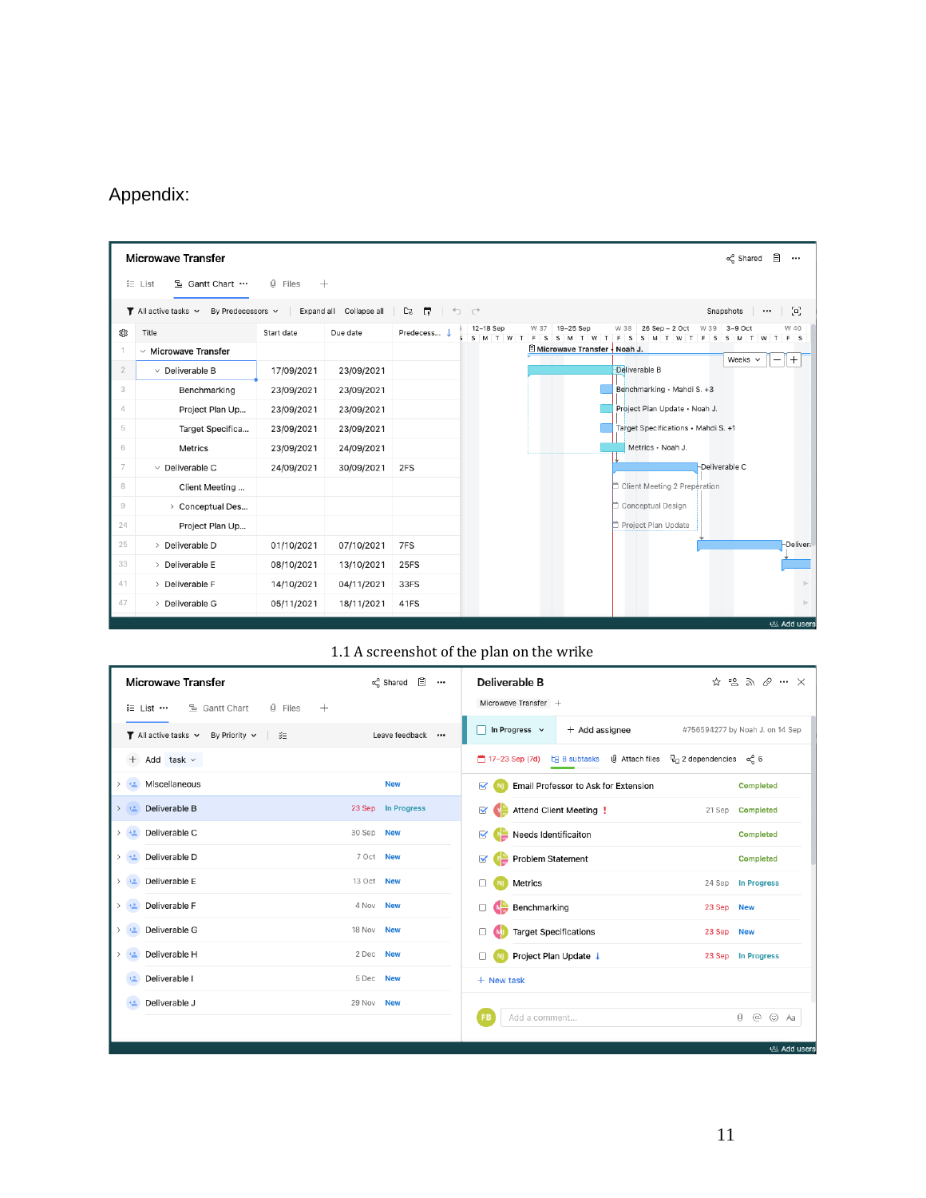# Appendix:

1.1 A screenshot of the plan on the wrike